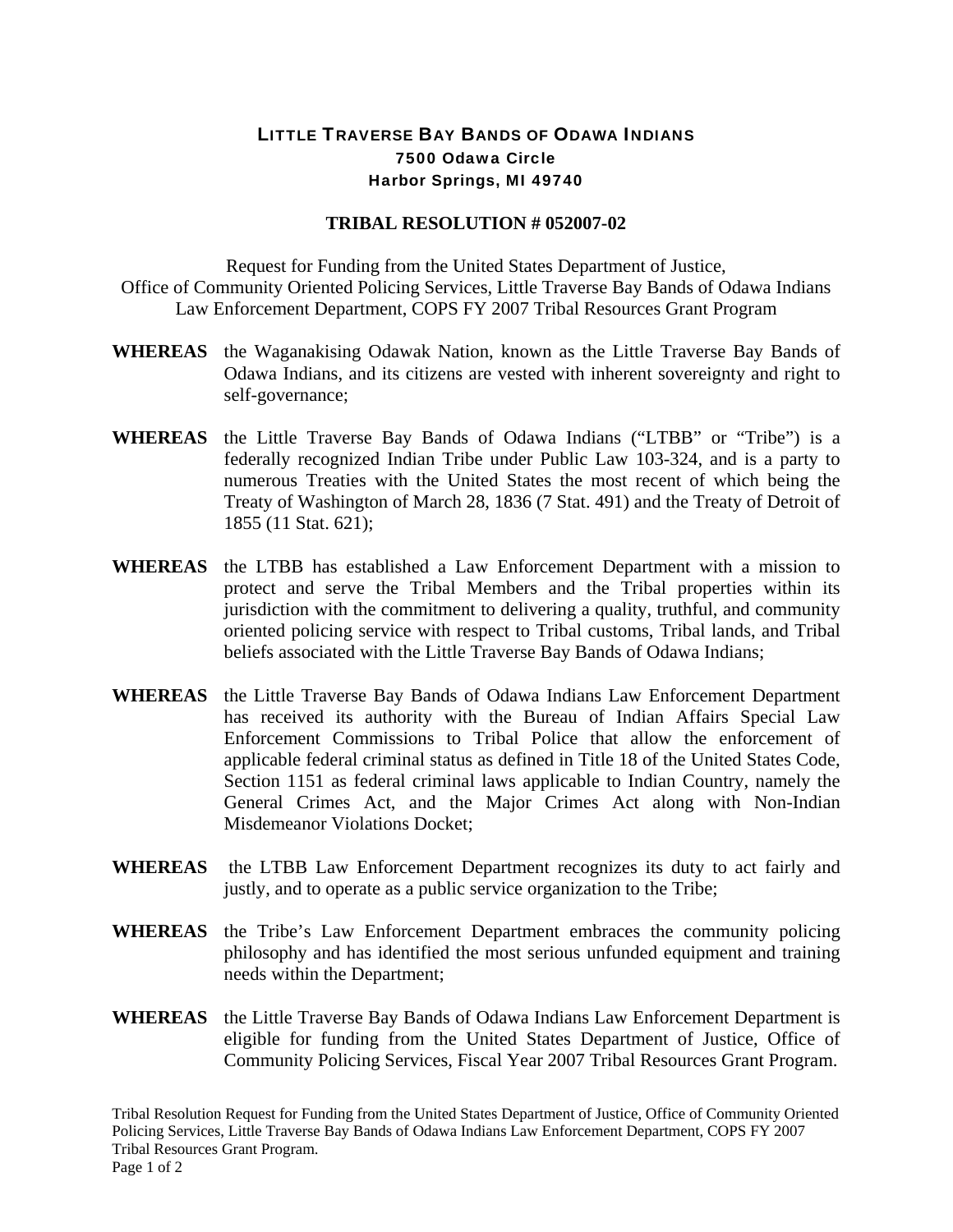**LITTLE TRAVERSE BAY BANDS OF ODAWA INDIANS**
**7500 Odawa Circle**
**Harbor Springs, MI 49740**

# TRIBAL RESOLUTION # 052007-02

Request for Funding from the United States Department of Justice, Office of Community Oriented Policing Services, Little Traverse Bay Bands of Odawa Indians Law Enforcement Department, COPS FY 2007 Tribal Resources Grant Program

**WHEREAS** the Waganakising Odawak Nation, known as the Little Traverse Bay Bands of Odawa Indians, and its citizens are vested with inherent sovereignty and right to self-governance;

**WHEREAS** the Little Traverse Bay Bands of Odawa Indians ("LTBB" or "Tribe") is a federally recognized Indian Tribe under Public Law 103-324, and is a party to numerous Treaties with the United States the most recent of which being the Treaty of Washington of March 28, 1836 (7 Stat. 491) and the Treaty of Detroit of 1855 (11 Stat. 621);

**WHEREAS** the LTBB has established a Law Enforcement Department with a mission to protect and serve the Tribal Members and the Tribal properties within its jurisdiction with the commitment to delivering a quality, truthful, and community oriented policing service with respect to Tribal customs, Tribal lands, and Tribal beliefs associated with the Little Traverse Bay Bands of Odawa Indians;

**WHEREAS** the Little Traverse Bay Bands of Odawa Indians Law Enforcement Department has received its authority with the Bureau of Indian Affairs Special Law Enforcement Commissions to Tribal Police that allow the enforcement of applicable federal criminal status as defined in Title 18 of the United States Code, Section 1151 as federal criminal laws applicable to Indian Country, namely the General Crimes Act, and the Major Crimes Act along with Non-Indian Misdemeanor Violations Docket;

**WHEREAS** the LTBB Law Enforcement Department recognizes its duty to act fairly and justly, and to operate as a public service organization to the Tribe;

**WHEREAS** the Tribe's Law Enforcement Department embraces the community policing philosophy and has identified the most serious unfunded equipment and training needs within the Department;

**WHEREAS** the Little Traverse Bay Bands of Odawa Indians Law Enforcement Department is eligible for funding from the United States Department of Justice, Office of Community Policing Services, Fiscal Year 2007 Tribal Resources Grant Program.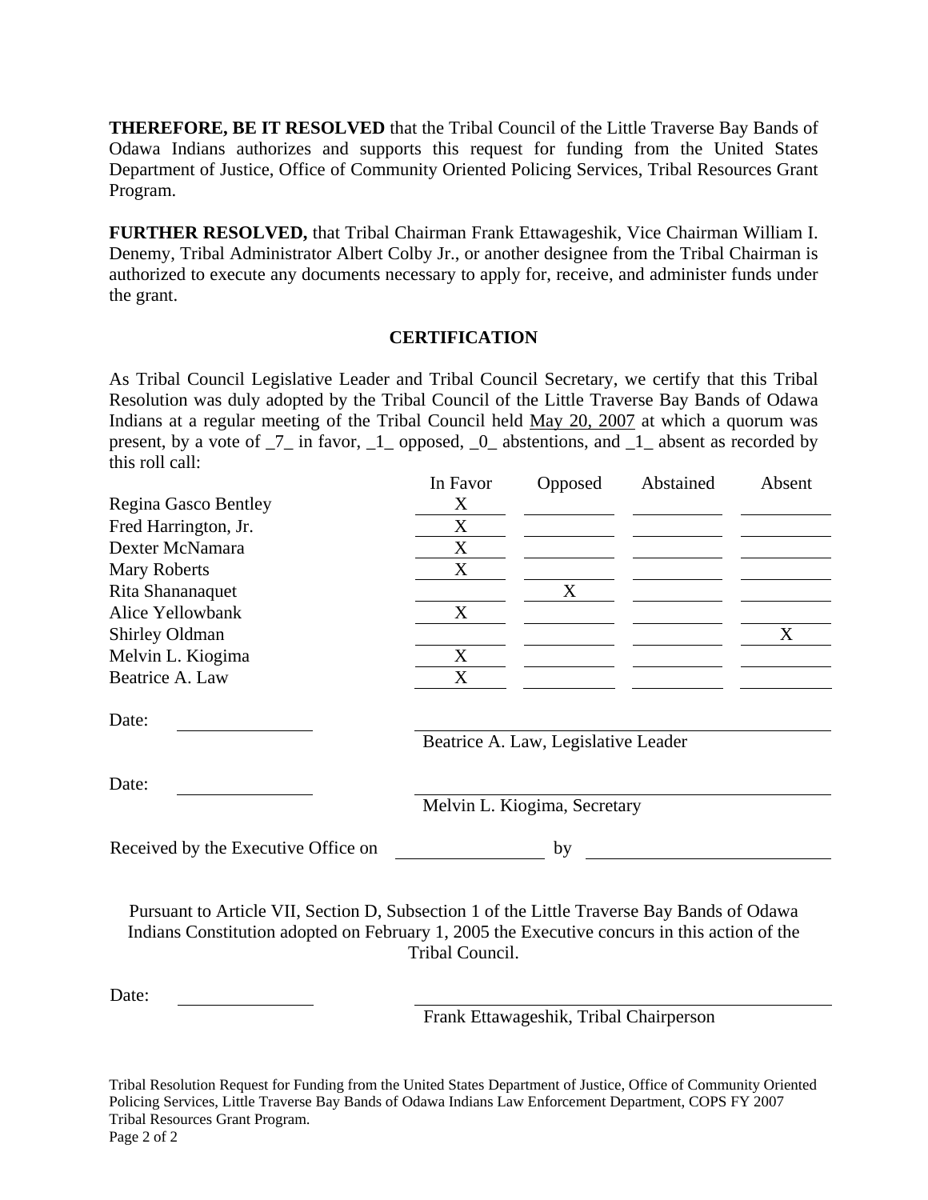**THEREFORE, BE IT RESOLVED** that the Tribal Council of the Little Traverse Bay Bands of Odawa Indians authorizes and supports this request for funding from the United States Department of Justice, Office of Community Oriented Policing Services, Tribal Resources Grant Program.

**FURTHER RESOLVED,** that Tribal Chairman Frank Ettawageshik, Vice Chairman William I. Denemy, Tribal Administrator Albert Colby Jr., or another designee from the Tribal Chairman is authorized to execute any documents necessary to apply for, receive, and administer funds under the grant.

**CERTIFICATION**

As Tribal Council Legislative Leader and Tribal Council Secretary, we certify that this Tribal Resolution was duly adopted by the Tribal Council of the Little Traverse Bay Bands of Odawa Indians at a regular meeting of the Tribal Council held May 20, 2007 at which a quorum was present, by a vote of _7_ in favor, _1_ opposed, _0_ abstentions, and _1_ absent as recorded by this roll call:

| | In Favor | Opposed | Abstained | Absent |
|---|---|---|---|---|
| Regina Gasco Bentley | X | | | |
| Fred Harrington, Jr. | X | | | |
| Dexter McNamara | X | | | |
| Mary Roberts | X | | | |
| Rita Shananaquet | | X | | |
| Alice Yellowbank | X | | | |
| Shirley Oldman | | | | X |
| Melvin L. Kiogima | X | | | |
| Beatrice A. Law | X | | | |

Date: ______________ ______________________________
Beatrice A. Law, Legislative Leader

Date: ______________ ______________________________
Melvin L. Kiogima, Secretary

Received by the Executive Office on ______________ by ______________________

Pursuant to Article VII, Section D, Subsection 1 of the Little Traverse Bay Bands of Odawa Indians Constitution adopted on February 1, 2005 the Executive concurs in this action of the Tribal Council.

Date: ______________ ______________________________
Frank Ettawageshik, Tribal Chairperson

Tribal Resolution Request for Funding from the United States Department of Justice, Office of Community Oriented Policing Services, Little Traverse Bay Bands of Odawa Indians Law Enforcement Department, COPS FY 2007 Tribal Resources Grant Program.